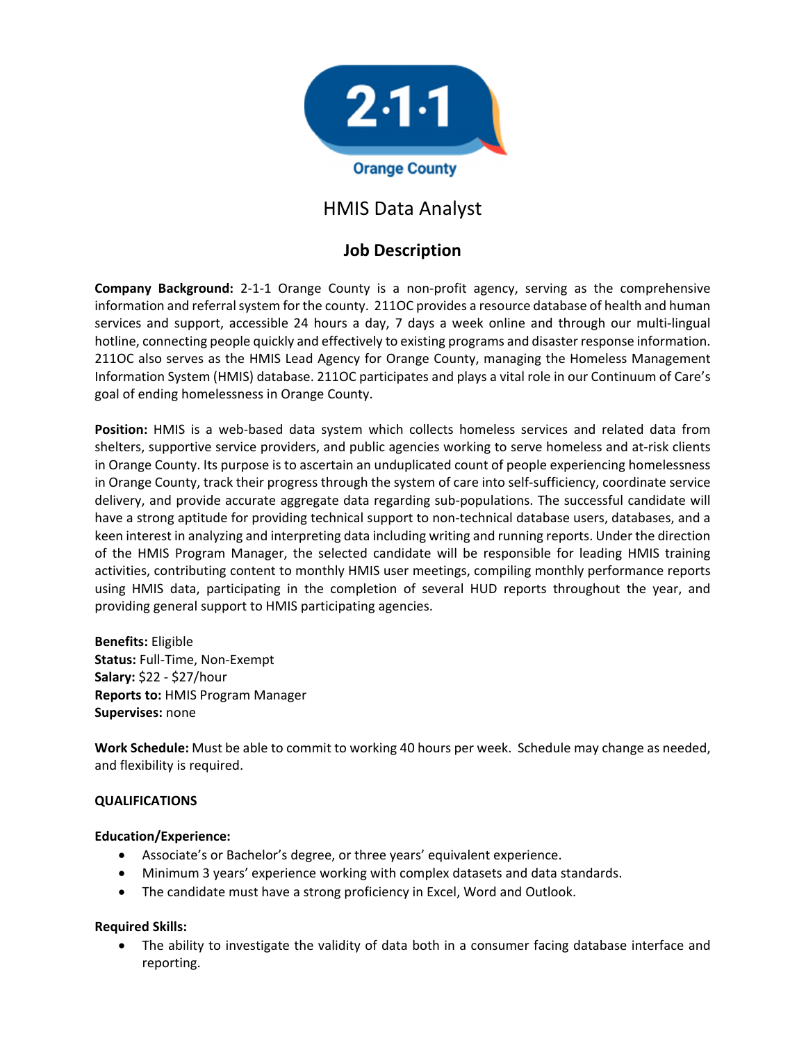# HMIS Data Analyst

## Job Description

**Company Background:** 2-1-1 Orange County is a non-profit agency, serving as the comprehensive information and referral system for the county. 211OC provides a resource database of health and human services and support, accessible 24 hours a day, 7 days a week online and through our multi-lingual hotline, connecting people quickly and effectively to existing programs and disaster response information. 211OC also serves as the HMIS Lead Agency for Orange County, managing the Homeless Management Information System (HMIS) database. 211OC participates and plays a vital role in our Continuum of Care's goal of ending homelessness in Orange County.

**Position:** HMIS is a web-based data system which collects homeless services and related data from shelters, supportive service providers, and public agencies working to serve homeless and at-risk clients in Orange County. Its purpose is to ascertain an unduplicated count of people experiencing homelessness in Orange County, track their progress through the system of care into self-sufficiency, coordinate service delivery, and provide accurate aggregate data regarding sub-populations. The successful candidate will have a strong aptitude for providing technical support to non-technical database users, databases, and a keen interest in analyzing and interpreting data including writing and running reports. Under the direction of the HMIS Program Manager, the selected candidate will be responsible for leading HMIS training activities, contributing content to monthly HMIS user meetings, compiling monthly performance reports using HMIS data, participating in the completion of several HUD reports throughout the year, and providing general support to HMIS participating agencies.

**Benefits:** Eligible
**Status:** Full-Time, Non-Exempt
**Salary:** $22 - $27/hour
**Reports to:** HMIS Program Manager
**Supervises:** none

**Work Schedule:** Must be able to commit to working 40 hours per week. Schedule may change as needed, and flexibility is required.

**QUALIFICATIONS**

**Education/Experience:**

- Associate's or Bachelor's degree, or three years' equivalent experience.
- Minimum 3 years' experience working with complex datasets and data standards.
- The candidate must have a strong proficiency in Excel, Word and Outlook.

**Required Skills:**

- The ability to investigate the validity of data both in a consumer facing database interface and reporting.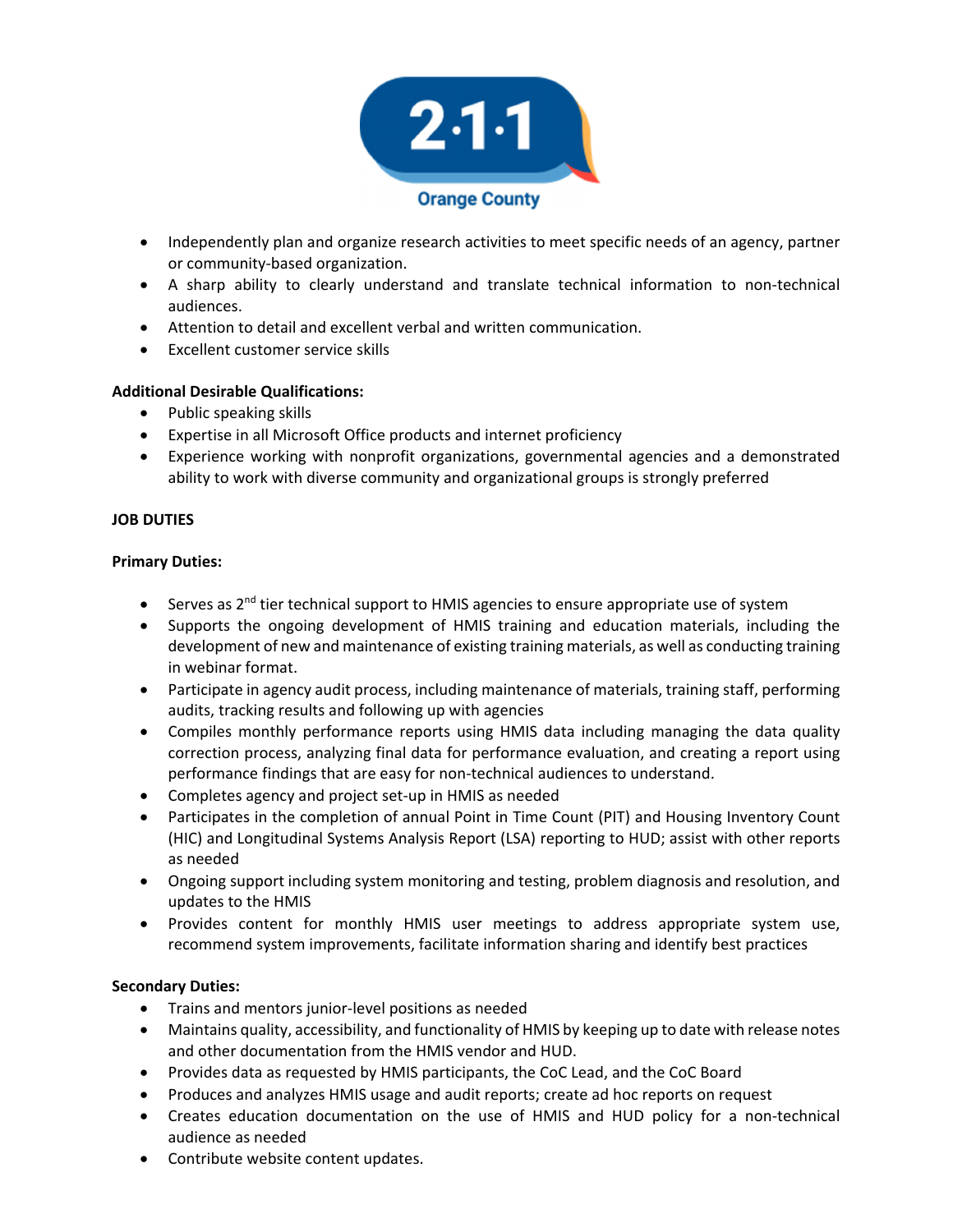- Independently plan and organize research activities to meet specific needs of an agency, partner or community-based organization.
- A sharp ability to clearly understand and translate technical information to non-technical audiences.
- Attention to detail and excellent verbal and written communication.
- Excellent customer service skills

**Additional Desirable Qualifications:**

- Public speaking skills
- Expertise in all Microsoft Office products and internet proficiency
- Experience working with nonprofit organizations, governmental agencies and a demonstrated ability to work with diverse community and organizational groups is strongly preferred

**JOB DUTIES**

**Primary Duties:**

- Serves as 2nd tier technical support to HMIS agencies to ensure appropriate use of system
- Supports the ongoing development of HMIS training and education materials, including the development of new and maintenance of existing training materials, as well as conducting training in webinar format.
- Participate in agency audit process, including maintenance of materials, training staff, performing audits, tracking results and following up with agencies
- Compiles monthly performance reports using HMIS data including managing the data quality correction process, analyzing final data for performance evaluation, and creating a report using performance findings that are easy for non-technical audiences to understand.
- Completes agency and project set-up in HMIS as needed
- Participates in the completion of annual Point in Time Count (PIT) and Housing Inventory Count (HIC) and Longitudinal Systems Analysis Report (LSA) reporting to HUD; assist with other reports as needed
- Ongoing support including system monitoring and testing, problem diagnosis and resolution, and updates to the HMIS
- Provides content for monthly HMIS user meetings to address appropriate system use, recommend system improvements, facilitate information sharing and identify best practices

**Secondary Duties:**

- Trains and mentors junior-level positions as needed
- Maintains quality, accessibility, and functionality of HMIS by keeping up to date with release notes and other documentation from the HMIS vendor and HUD.
- Provides data as requested by HMIS participants, the CoC Lead, and the CoC Board
- Produces and analyzes HMIS usage and audit reports; create ad hoc reports on request
- Creates education documentation on the use of HMIS and HUD policy for a non-technical audience as needed
- Contribute website content updates.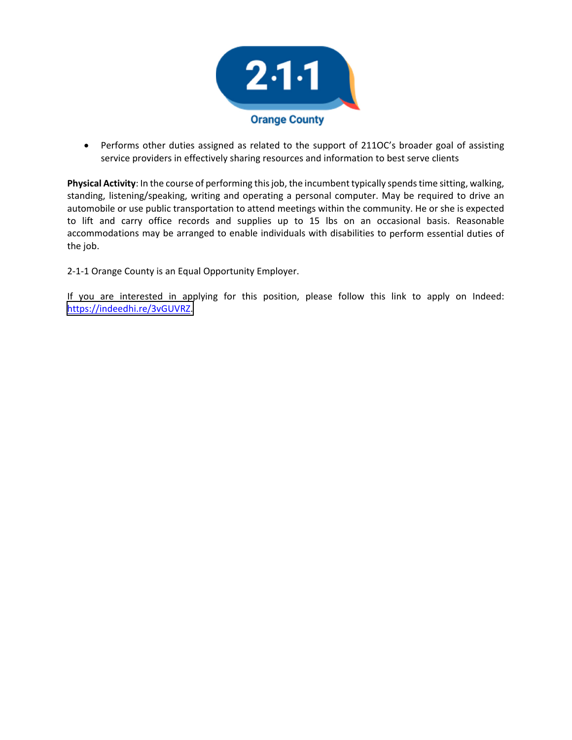- Performs other duties assigned as related to the support of 211OC's broader goal of assisting service providers in effectively sharing resources and information to best serve clients

**Physical Activity**: In the course of performing this job, the incumbent typically spends time sitting, walking, standing, listening/speaking, writing and operating a personal computer. May be required to drive an automobile or use public transportation to attend meetings within the community. He or she is expected to lift and carry office records and supplies up to 15 lbs on an occasional basis. Reasonable accommodations may be arranged to enable individuals with disabilities to perform essential duties of the job.

2-1-1 Orange County is an Equal Opportunity Employer.

If you are interested in applying for this position, please follow this link to apply on Indeed: https://indeedhi.re/3vGUVRZ.